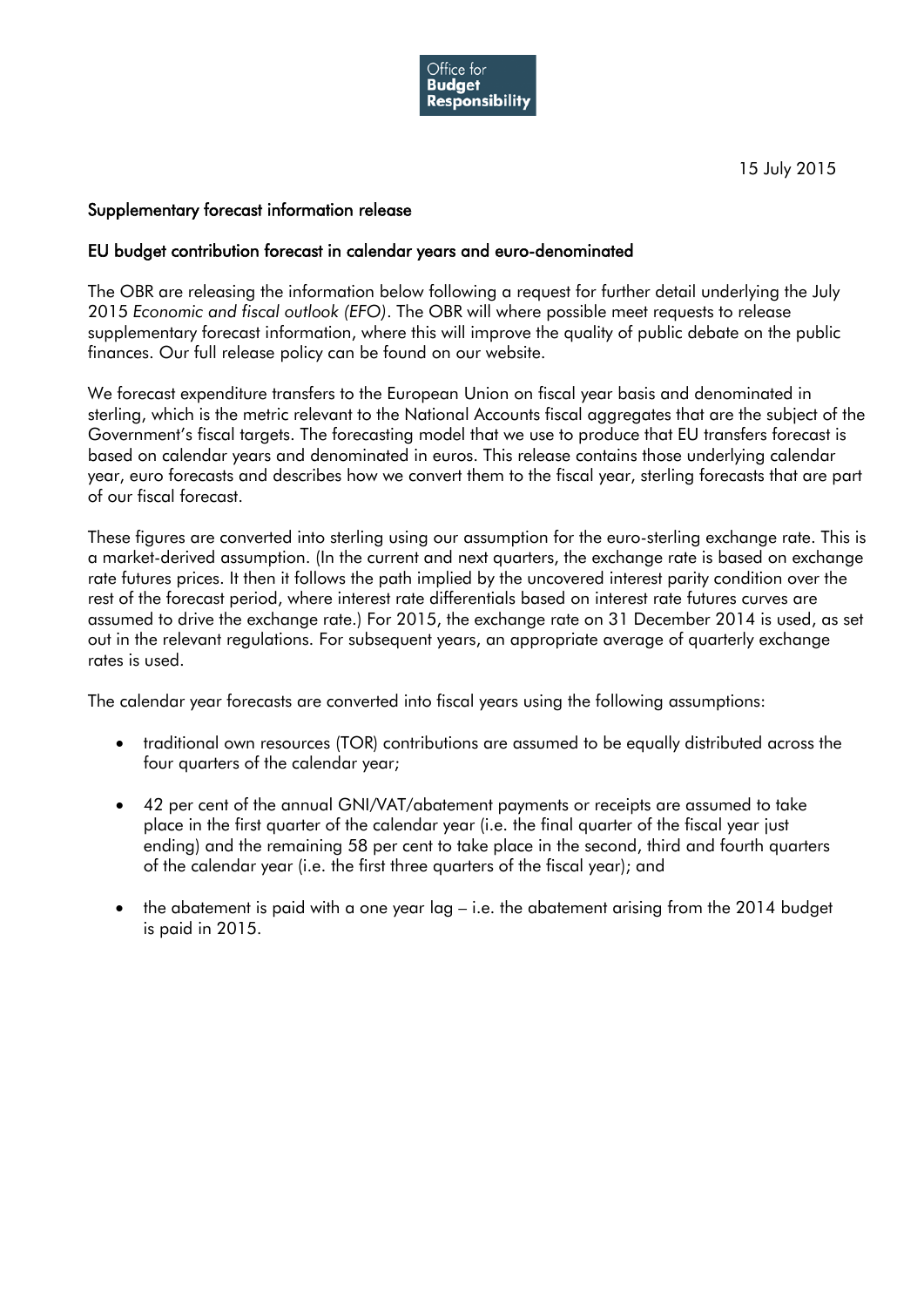Office for **Budget Responsibility**

15 July 2015

## Supplementary forecast information release

## EU budget contribution forecast in calendar years and euro-denominated

The OBR are releasing the information below following a request for further detail underlying the July 2015 *Economic and fiscal outlook (EFO)*. The OBR will where possible meet requests to release supplementary forecast information, where this will improve the quality of public debate on the public finances. Our full release policy can be found on our website.

We forecast expenditure transfers to the European Union on fiscal year basis and denominated in sterling, which is the metric relevant to the National Accounts fiscal aggregates that are the subject of the Government's fiscal targets. The forecasting model that we use to produce that EU transfers forecast is based on calendar years and denominated in euros. This release contains those underlying calendar year, euro forecasts and describes how we convert them to the fiscal year, sterling forecasts that are part of our fiscal forecast.

These figures are converted into sterling using our assumption for the euro-sterling exchange rate. This is a market-derived assumption. (In the current and next quarters, the exchange rate is based on exchange rate futures prices. It then it follows the path implied by the uncovered interest parity condition over the rest of the forecast period, where interest rate differentials based on interest rate futures curves are assumed to drive the exchange rate.) For 2015, the exchange rate on 31 December 2014 is used, as set out in the relevant regulations. For subsequent years, an appropriate average of quarterly exchange rates is used.

The calendar year forecasts are converted into fiscal years using the following assumptions:

- traditional own resources (TOR) contributions are assumed to be equally distributed across the four quarters of the calendar year;
- 42 per cent of the annual GNI/VAT/abatement payments or receipts are assumed to take place in the first quarter of the calendar year (i.e. the final quarter of the fiscal year just ending) and the remaining 58 per cent to take place in the second, third and fourth quarters of the calendar year (i.e. the first three quarters of the fiscal year); and
- the abatement is paid with a one year lag – i.e. the abatement arising from the 2014 budget is paid in 2015.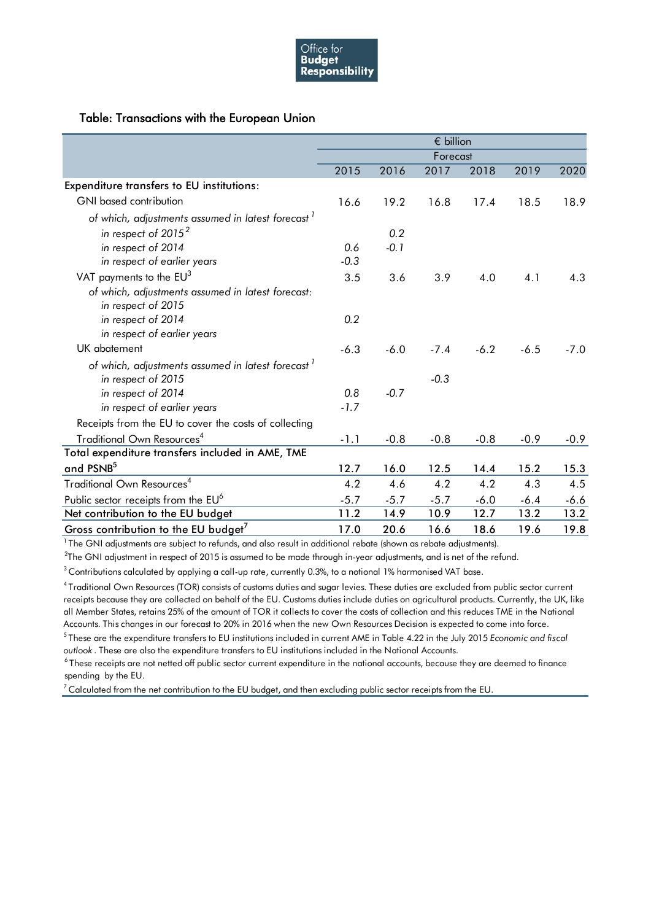Office for **Budget** **Responsibility**

## Table: Transactions with the European Union

| | € billion | | | | | |
|---|---|---|---|---|---|---|
| | Forecast | | | | | |
| | 2015 | 2016 | 2017 | 2018 | 2019 | 2020 |
| Expenditure transfers to EU institutions: | | | | | | |
| GNI based contribution | 16.6 | 19.2 | 16.8 | 17.4 | 18.5 | 18.9 |
| *of which, adjustments assumed in latest forecast* [1] | | | | | | |
| *in respect of 2015* [2] | | *0.2* | | | | |
| *in respect of 2014* | *0.6* | *-0.1* | | | | |
| *in respect of earlier years* | *-0.3* | | | | | |
| VAT payments to the EU[3] | 3.5 | 3.6 | 3.9 | 4.0 | 4.1 | 4.3 |
| *of which, adjustments assumed in latest forecast:* | | | | | | |
| *in respect of 2015* | | | | | | |
| *in respect of 2014* | *0.2* | | | | | |
| *in respect of earlier years* | | | | | | |
| UK abatement | -6.3 | -6.0 | -7.4 | -6.2 | -6.5 | -7.0 |
| *of which, adjustments assumed in latest forecast* [1] | | | | | | |
| *in respect of 2015* | | | *-0.3* | | | |
| *in respect of 2014* | *0.8* | *-0.7* | | | | |
| *in respect of earlier years* | *-1.7* | | | | | |
| Receipts from the EU to cover the costs of collecting Traditional Own Resources[4] | -1.1 | -0.8 | -0.8 | -0.8 | -0.9 | -0.9 |
| **Total expenditure transfers included in AME, TME and PSNB[5]** | **12.7** | **16.0** | **12.5** | **14.4** | **15.2** | **15.3** |
| Traditional Own Resources[4] | 4.2 | 4.6 | 4.2 | 4.2 | 4.3 | 4.5 |
| Public sector receipts from the EU[6] | -5.7 | -5.7 | -5.7 | -6.0 | -6.4 | -6.6 |
| **Net contribution to the EU budget** | **11.2** | **14.9** | **10.9** | **12.7** | **13.2** | **13.2** |
| **Gross contribution to the EU budget[7]** | **17.0** | **20.6** | **16.6** | **18.6** | **19.6** | **19.8** |

[1] The GNI adjustments are subject to refunds, and also result in additional rebate (shown as rebate adjustments).

[2] The GNI adjustment in respect of 2015 is assumed to be made through in-year adjustments, and is net of the refund.

[3] Contributions calculated by applying a call-up rate, currently 0.3%, to a notional 1% harmonised VAT base.

[4] Traditional Own Resources (TOR) consists of customs duties and sugar levies. These duties are excluded from public sector current receipts because they are collected on behalf of the EU. Customs duties include duties on agricultural products. Currently, the UK, like all Member States, retains 25% of the amount of TOR it collects to cover the costs of collection and this reduces TME in the National Accounts. This changes in our forecast to 20% in 2016 when the new Own Resources Decision is expected to come into force.

[5] These are the expenditure transfers to EU institutions included in current AME in Table 4.22 in the July 2015 *Economic and fiscal outlook*. These are also the expenditure transfers to EU institutions included in the National Accounts.

[6] These receipts are not netted off public sector current expenditure in the national accounts, because they are deemed to finance spending by the EU.

[7] Calculated from the net contribution to the EU budget, and then excluding public sector receipts from the EU.